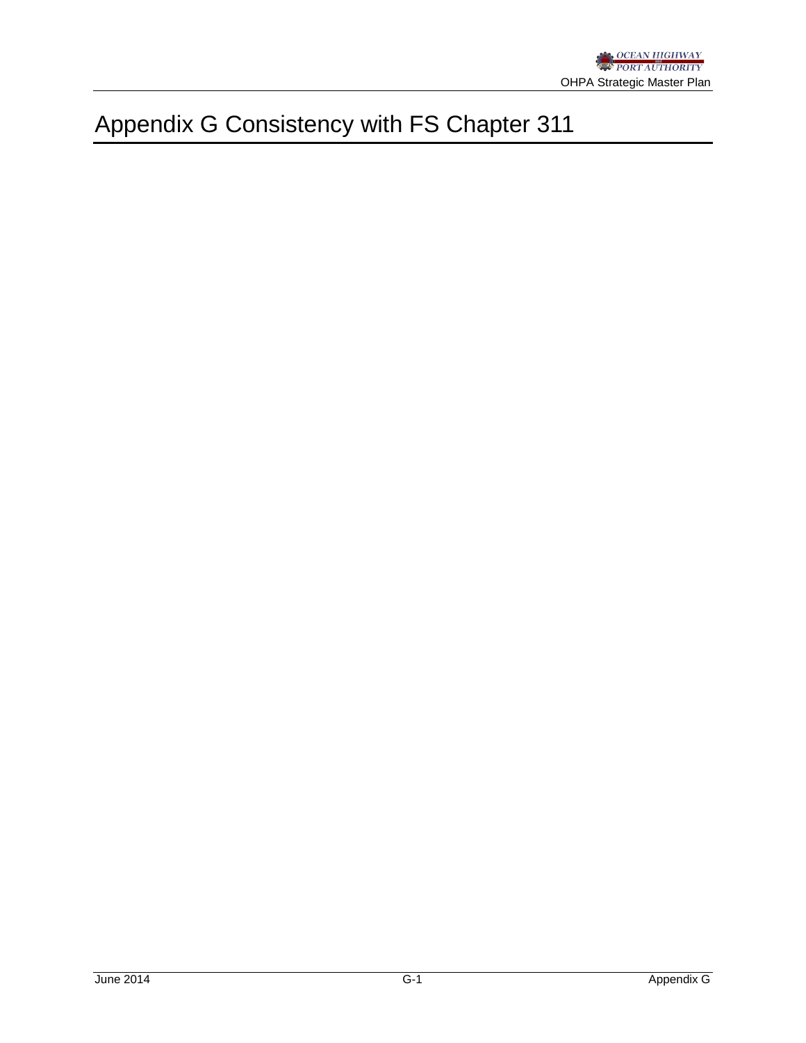# Appendix G Consistency with FS Chapter 311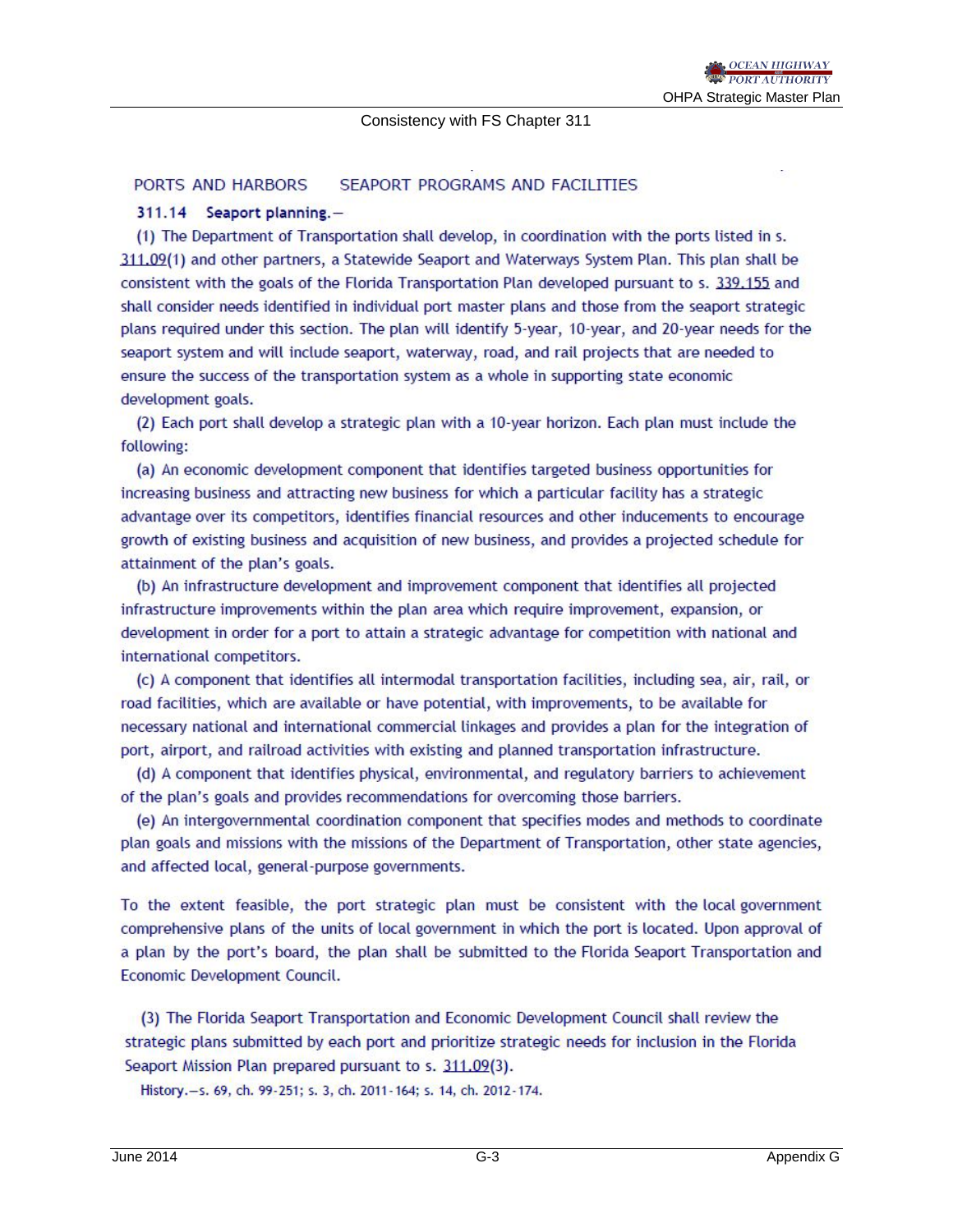Consistency with FS Chapter 311

PORTS AND HARBORS    SEAPORT PROGRAMS AND FACILITIES

**311.14 Seaport planning.—**

(1) The Department of Transportation shall develop, in coordination with the ports listed in s. 311.09(1) and other partners, a Statewide Seaport and Waterways System Plan. This plan shall be consistent with the goals of the Florida Transportation Plan developed pursuant to s. 339.155 and shall consider needs identified in individual port master plans and those from the seaport strategic plans required under this section. The plan will identify 5-year, 10-year, and 20-year needs for the seaport system and will include seaport, waterway, road, and rail projects that are needed to ensure the success of the transportation system as a whole in supporting state economic development goals.

(2) Each port shall develop a strategic plan with a 10-year horizon. Each plan must include the following:

(a) An economic development component that identifies targeted business opportunities for increasing business and attracting new business for which a particular facility has a strategic advantage over its competitors, identifies financial resources and other inducements to encourage growth of existing business and acquisition of new business, and provides a projected schedule for attainment of the plan's goals.

(b) An infrastructure development and improvement component that identifies all projected infrastructure improvements within the plan area which require improvement, expansion, or development in order for a port to attain a strategic advantage for competition with national and international competitors.

(c) A component that identifies all intermodal transportation facilities, including sea, air, rail, or road facilities, which are available or have potential, with improvements, to be available for necessary national and international commercial linkages and provides a plan for the integration of port, airport, and railroad activities with existing and planned transportation infrastructure.

(d) A component that identifies physical, environmental, and regulatory barriers to achievement of the plan's goals and provides recommendations for overcoming those barriers.

(e) An intergovernmental coordination component that specifies modes and methods to coordinate plan goals and missions with the missions of the Department of Transportation, other state agencies, and affected local, general-purpose governments.

To the extent feasible, the port strategic plan must be consistent with the local government comprehensive plans of the units of local government in which the port is located. Upon approval of a plan by the port's board, the plan shall be submitted to the Florida Seaport Transportation and Economic Development Council.

(3) The Florida Seaport Transportation and Economic Development Council shall review the strategic plans submitted by each port and prioritize strategic needs for inclusion in the Florida Seaport Mission Plan prepared pursuant to s. 311.09(3).

History.—s. 69, ch. 99-251; s. 3, ch. 2011-164; s. 14, ch. 2012-174.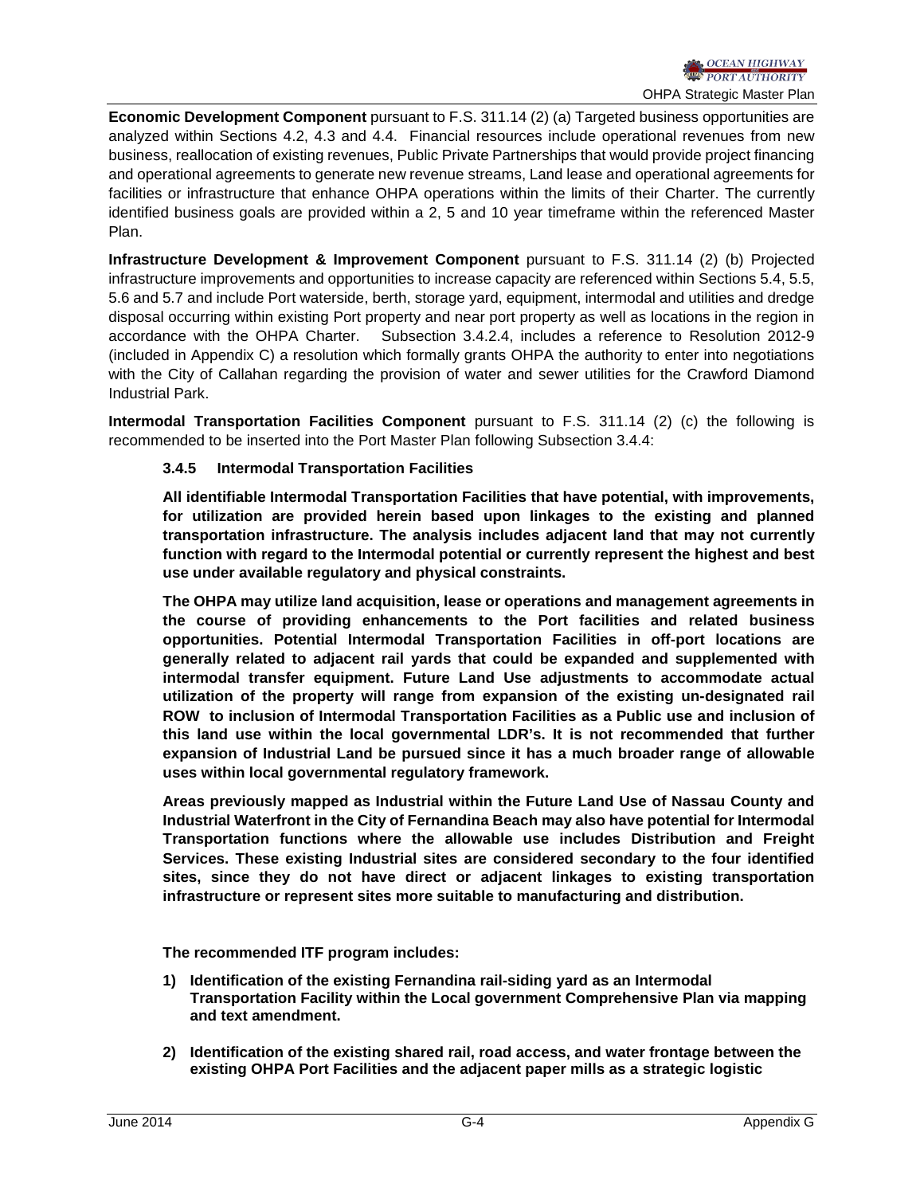**Economic Development Component** pursuant to F.S. 311.14 (2) (a) Targeted business opportunities are analyzed within Sections 4.2, 4.3 and 4.4. Financial resources include operational revenues from new business, reallocation of existing revenues, Public Private Partnerships that would provide project financing and operational agreements to generate new revenue streams, Land lease and operational agreements for facilities or infrastructure that enhance OHPA operations within the limits of their Charter. The currently identified business goals are provided within a 2, 5 and 10 year timeframe within the referenced Master Plan.

**Infrastructure Development & Improvement Component** pursuant to F.S. 311.14 (2) (b) Projected infrastructure improvements and opportunities to increase capacity are referenced within Sections 5.4, 5.5, 5.6 and 5.7 and include Port waterside, berth, storage yard, equipment, intermodal and utilities and dredge disposal occurring within existing Port property and near port property as well as locations in the region in accordance with the OHPA Charter. Subsection 3.4.2.4, includes a reference to Resolution 2012-9 (included in Appendix C) a resolution which formally grants OHPA the authority to enter into negotiations with the City of Callahan regarding the provision of water and sewer utilities for the Crawford Diamond Industrial Park.

**Intermodal Transportation Facilities Component** pursuant to F.S. 311.14 (2) (c) the following is recommended to be inserted into the Port Master Plan following Subsection 3.4.4:

### 3.4.5 Intermodal Transportation Facilities

**All identifiable Intermodal Transportation Facilities that have potential, with improvements, for utilization are provided herein based upon linkages to the existing and planned transportation infrastructure. The analysis includes adjacent land that may not currently function with regard to the Intermodal potential or currently represent the highest and best use under available regulatory and physical constraints.**

**The OHPA may utilize land acquisition, lease or operations and management agreements in the course of providing enhancements to the Port facilities and related business opportunities. Potential Intermodal Transportation Facilities in off-port locations are generally related to adjacent rail yards that could be expanded and supplemented with intermodal transfer equipment. Future Land Use adjustments to accommodate actual utilization of the property will range from expansion of the existing un-designated rail ROW to inclusion of Intermodal Transportation Facilities as a Public use and inclusion of this land use within the local governmental LDR's. It is not recommended that further expansion of Industrial Land be pursued since it has a much broader range of allowable uses within local governmental regulatory framework.**

**Areas previously mapped as Industrial within the Future Land Use of Nassau County and Industrial Waterfront in the City of Fernandina Beach may also have potential for Intermodal Transportation functions where the allowable use includes Distribution and Freight Services. These existing Industrial sites are considered secondary to the four identified sites, since they do not have direct or adjacent linkages to existing transportation infrastructure or represent sites more suitable to manufacturing and distribution.**

**The recommended ITF program includes:**

1) **Identification of the existing Fernandina rail-siding yard as an Intermodal Transportation Facility within the Local government Comprehensive Plan via mapping and text amendment.**

2) **Identification of the existing shared rail, road access, and water frontage between the existing OHPA Port Facilities and the adjacent paper mills as a strategic logistic**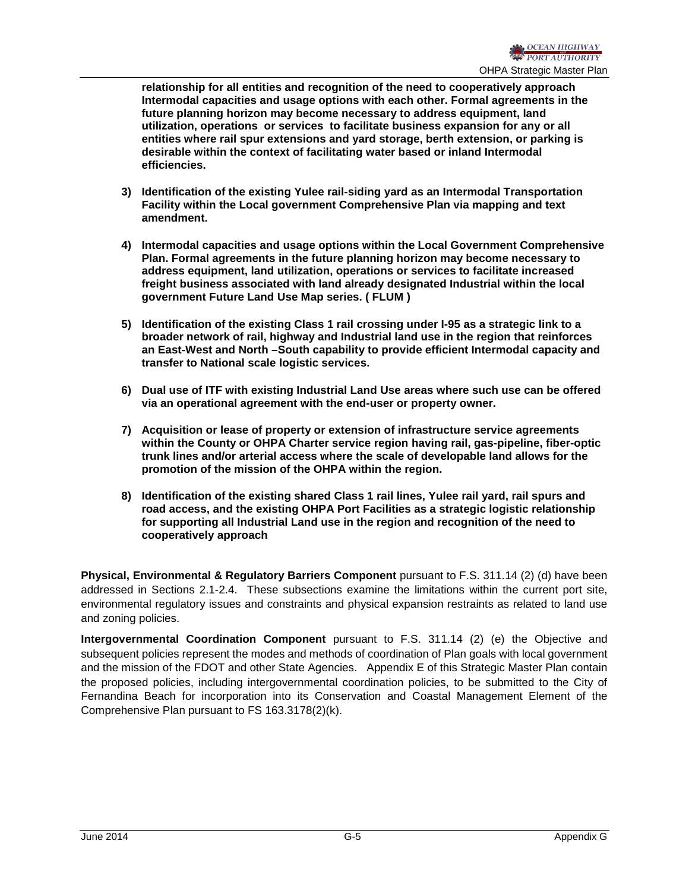**relationship for all entities and recognition of the need to cooperatively approach Intermodal capacities and usage options with each other. Formal agreements in the future planning horizon may become necessary to address equipment, land utilization, operations or services to facilitate business expansion for any or all entities where rail spur extensions and yard storage, berth extension, or parking is desirable within the context of facilitating water based or inland Intermodal efficiencies.**

3) **Identification of the existing Yulee rail-siding yard as an Intermodal Transportation Facility within the Local government Comprehensive Plan via mapping and text amendment.**

4) **Intermodal capacities and usage options within the Local Government Comprehensive Plan. Formal agreements in the future planning horizon may become necessary to address equipment, land utilization, operations or services to facilitate increased freight business associated with land already designated Industrial within the local government Future Land Use Map series. ( FLUM )**

5) **Identification of the existing Class 1 rail crossing under I-95 as a strategic link to a broader network of rail, highway and Industrial land use in the region that reinforces an East-West and North –South capability to provide efficient Intermodal capacity and transfer to National scale logistic services.**

6) **Dual use of ITF with existing Industrial Land Use areas where such use can be offered via an operational agreement with the end-user or property owner.**

7) **Acquisition or lease of property or extension of infrastructure service agreements within the County or OHPA Charter service region having rail, gas-pipeline, fiber-optic trunk lines and/or arterial access where the scale of developable land allows for the promotion of the mission of the OHPA within the region.**

8) **Identification of the existing shared Class 1 rail lines, Yulee rail yard, rail spurs and road access, and the existing OHPA Port Facilities as a strategic logistic relationship for supporting all Industrial Land use in the region and recognition of the need to cooperatively approach**

**Physical, Environmental & Regulatory Barriers Component** pursuant to F.S. 311.14 (2) (d) have been addressed in Sections 2.1-2.4. These subsections examine the limitations within the current port site, environmental regulatory issues and constraints and physical expansion restraints as related to land use and zoning policies.

**Intergovernmental Coordination Component** pursuant to F.S. 311.14 (2) (e) the Objective and subsequent policies represent the modes and methods of coordination of Plan goals with local government and the mission of the FDOT and other State Agencies. Appendix E of this Strategic Master Plan contain the proposed policies, including intergovernmental coordination policies, to be submitted to the City of Fernandina Beach for incorporation into its Conservation and Coastal Management Element of the Comprehensive Plan pursuant to FS 163.3178(2)(k).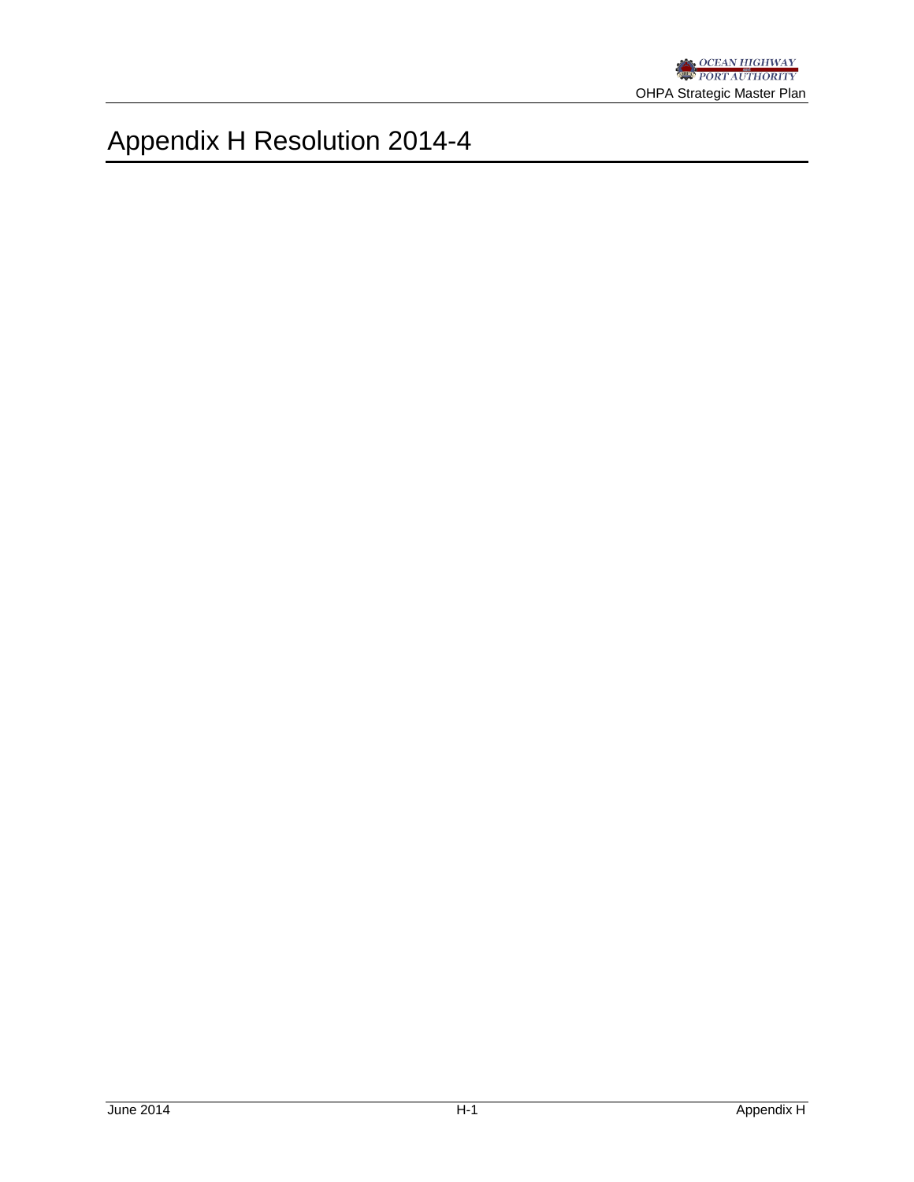# Appendix H Resolution 2014-4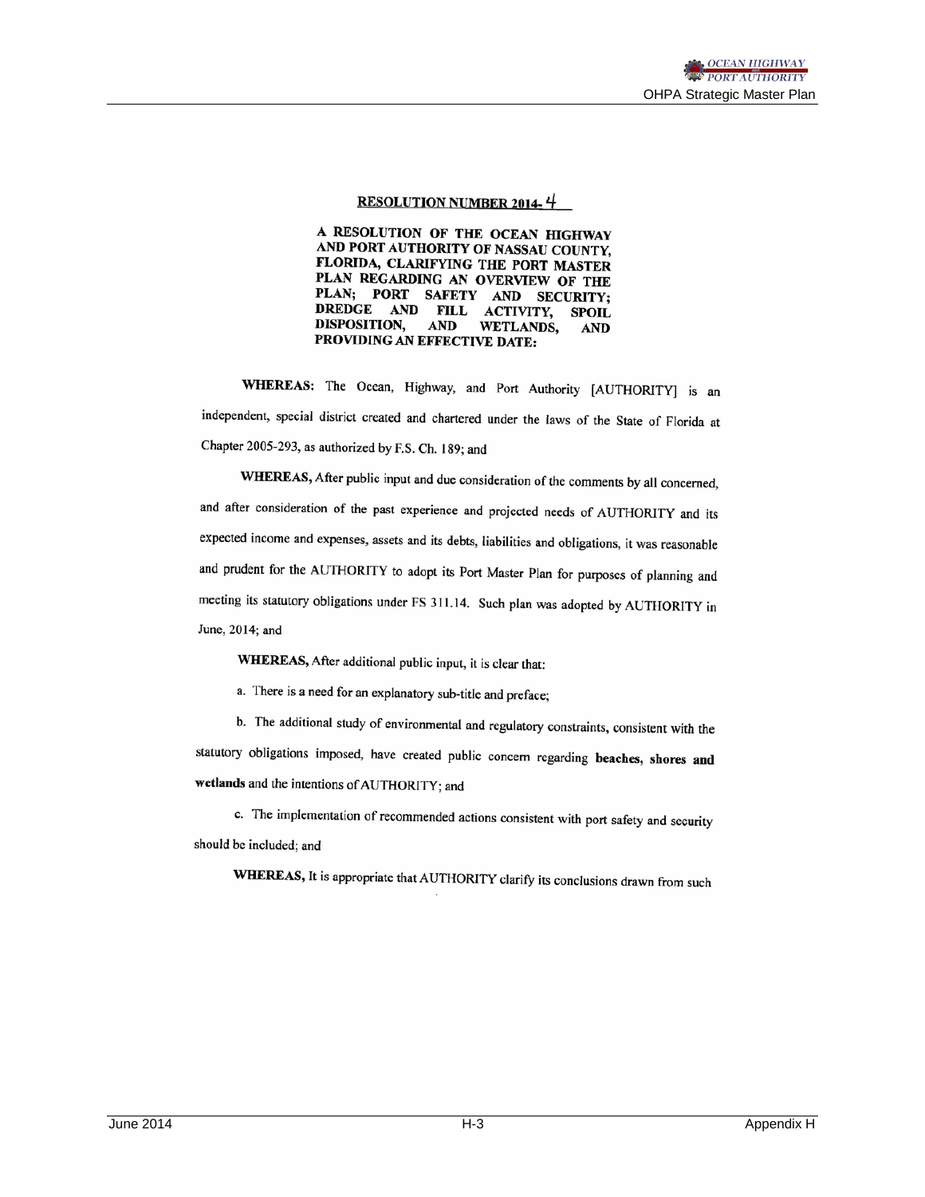## RESOLUTION NUMBER 2014- 4

**A RESOLUTION OF THE OCEAN HIGHWAY AND PORT AUTHORITY OF NASSAU COUNTY, FLORIDA, CLARIFYING THE PORT MASTER PLAN REGARDING AN OVERVIEW OF THE PLAN; PORT SAFETY AND SECURITY; DREDGE AND FILL ACTIVITY, SPOIL DISPOSITION, AND WETLANDS, AND PROVIDING AN EFFECTIVE DATE:**

**WHEREAS:** The Ocean, Highway, and Port Authority [AUTHORITY] is an independent, special district created and chartered under the laws of the State of Florida at Chapter 2005-293, as authorized by F.S. Ch. 189; and

**WHEREAS,** After public input and due consideration of the comments by all concerned, and after consideration of the past experience and projected needs of AUTHORITY and its expected income and expenses, assets and its debts, liabilities and obligations, it was reasonable and prudent for the AUTHORITY to adopt its Port Master Plan for purposes of planning and meeting its statutory obligations under FS 311.14. Such plan was adopted by AUTHORITY in June, 2014; and

**WHEREAS,** After additional public input, it is clear that:

a. There is a need for an explanatory sub-title and preface;

b. The additional study of environmental and regulatory constraints, consistent with the statutory obligations imposed, have created public concern regarding **beaches, shores and wetlands** and the intentions of AUTHORITY; and

c. The implementation of recommended actions consistent with port safety and security should be included; and

**WHEREAS,** It is appropriate that AUTHORITY clarify its conclusions drawn from such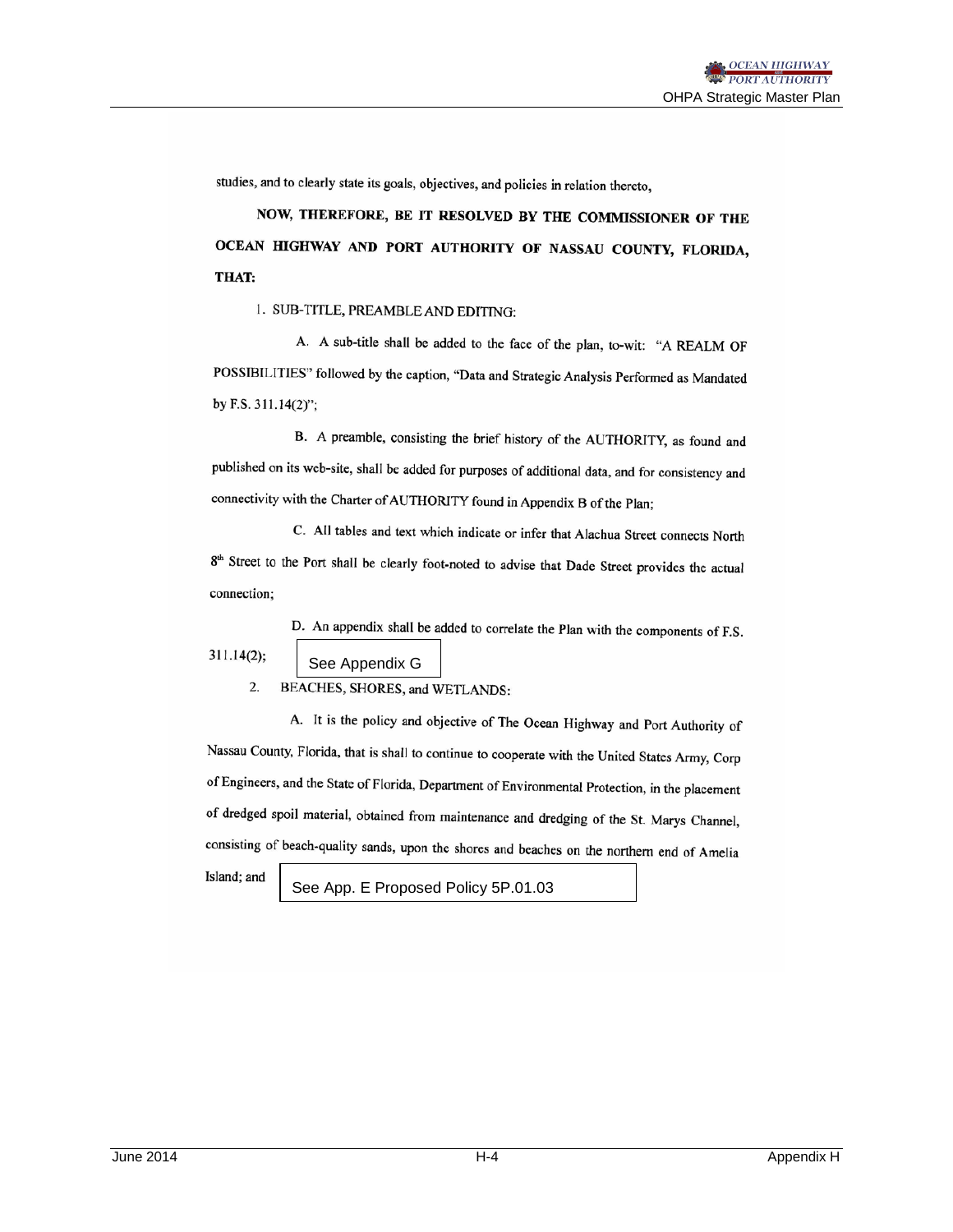studies, and to clearly state its goals, objectives, and policies in relation thereto,

**NOW, THEREFORE, BE IT RESOLVED BY THE COMMISSIONER OF THE OCEAN HIGHWAY AND PORT AUTHORITY OF NASSAU COUNTY, FLORIDA, THAT:**

1. SUB-TITLE, PREAMBLE AND EDITING:

A. A sub-title shall be added to the face of the plan, to-wit: "A REALM OF POSSIBILITIES" followed by the caption, "Data and Strategic Analysis Performed as Mandated by F.S. 311.14(2)";

B. A preamble, consisting the brief history of the AUTHORITY, as found and published on its web-site, shall be added for purposes of additional data, and for consistency and connectivity with the Charter of AUTHORITY found in Appendix B of the Plan;

C. All tables and text which indicate or infer that Alachua Street connects North 8th Street to the Port shall be clearly foot-noted to advise that Dade Street provides the actual connection;

D. An appendix shall be added to correlate the Plan with the components of F.S. 311.14(2);

See Appendix G

2. BEACHES, SHORES, and WETLANDS:

A. It is the policy and objective of The Ocean Highway and Port Authority of Nassau County, Florida, that is shall to continue to cooperate with the United States Army, Corp of Engineers, and the State of Florida, Department of Environmental Protection, in the placement of dredged spoil material, obtained from maintenance and dredging of the St. Marys Channel, consisting of beach-quality sands, upon the shores and beaches on the northern end of Amelia Island; and

See App. E Proposed Policy 5P.01.03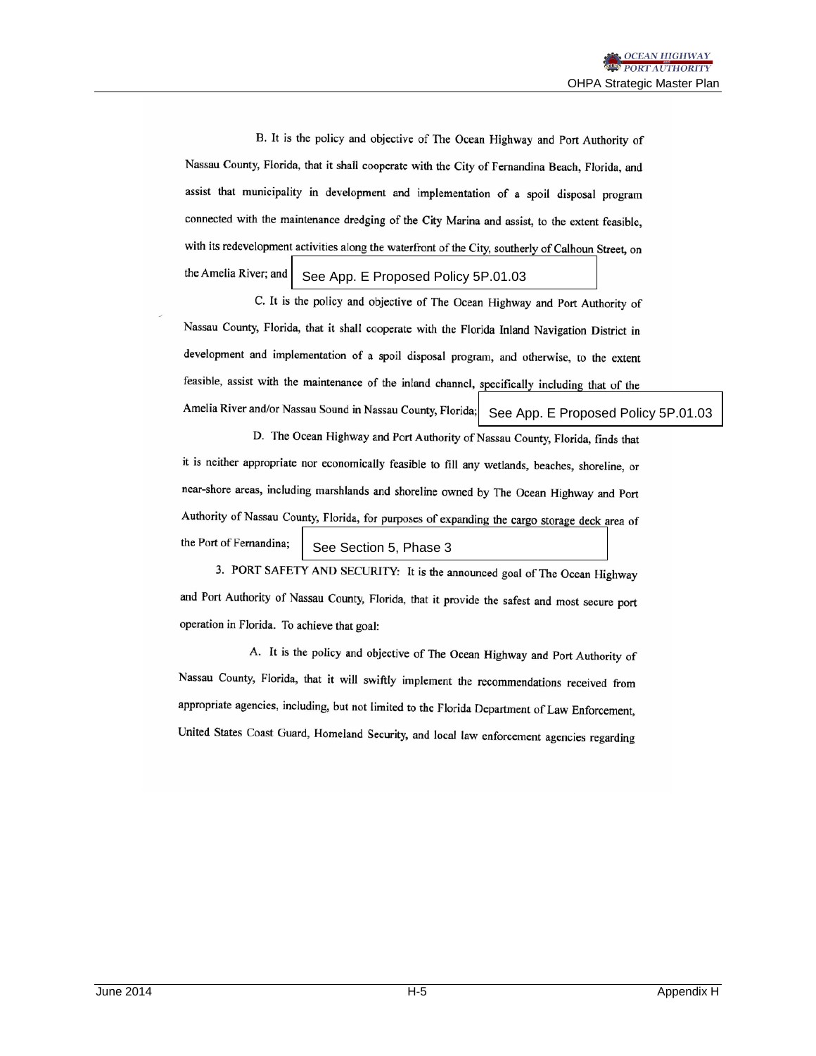B. It is the policy and objective of The Ocean Highway and Port Authority of Nassau County, Florida, that it shall cooperate with the City of Fernandina Beach, Florida, and assist that municipality in development and implementation of a spoil disposal program connected with the maintenance dredging of the City Marina and assist, to the extent feasible, with its redevelopment activities along the waterfront of the City, southerly of Calhoun Street, on the Amelia River; and

See App. E Proposed Policy 5P.01.03

C. It is the policy and objective of The Ocean Highway and Port Authority of Nassau County, Florida, that it shall cooperate with the Florida Inland Navigation District in development and implementation of a spoil disposal program, and otherwise, to the extent feasible, assist with the maintenance of the inland channel, specifically including that of the Amelia River and/or Nassau Sound in Nassau County, Florida;

See App. E Proposed Policy 5P.01.03

D. The Ocean Highway and Port Authority of Nassau County, Florida, finds that it is neither appropriate nor economically feasible to fill any wetlands, beaches, shoreline, or near-shore areas, including marshlands and shoreline owned by The Ocean Highway and Port Authority of Nassau County, Florida, for purposes of expanding the cargo storage deck area of the Port of Fernandina;

See Section 5, Phase 3

3. PORT SAFETY AND SECURITY: It is the announced goal of The Ocean Highway and Port Authority of Nassau County, Florida, that it provide the safest and most secure port operation in Florida. To achieve that goal:

A. It is the policy and objective of The Ocean Highway and Port Authority of Nassau County, Florida, that it will swiftly implement the recommendations received from appropriate agencies, including, but not limited to the Florida Department of Law Enforcement, United States Coast Guard, Homeland Security, and local law enforcement agencies regarding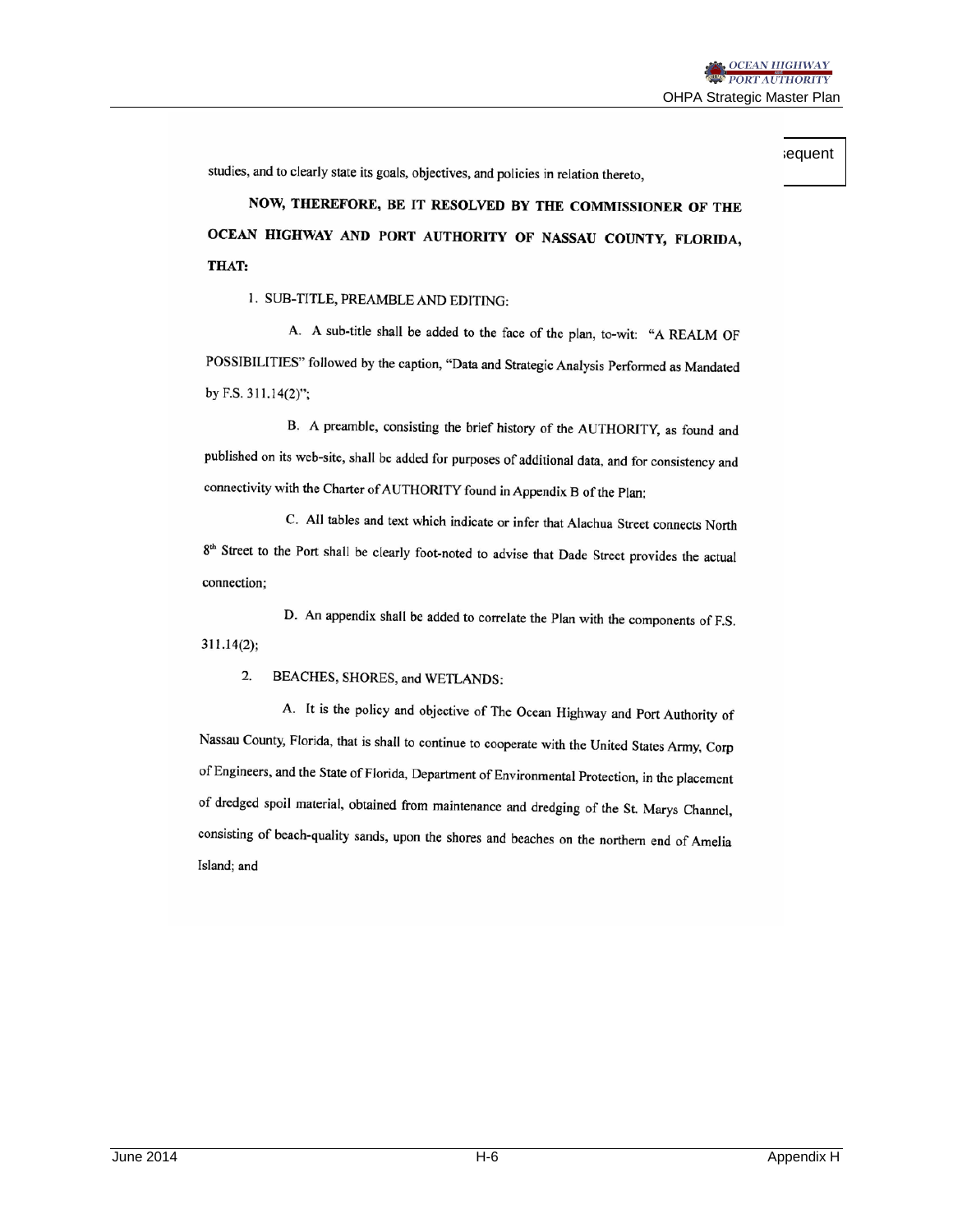studies, and to clearly state its goals, objectives, and policies in relation thereto,

**NOW, THEREFORE, BE IT RESOLVED BY THE COMMISSIONER OF THE OCEAN HIGHWAY AND PORT AUTHORITY OF NASSAU COUNTY, FLORIDA, THAT:**

1. SUB-TITLE, PREAMBLE AND EDITING:

A. A sub-title shall be added to the face of the plan, to-wit: "A REALM OF POSSIBILITIES" followed by the caption, "Data and Strategic Analysis Performed as Mandated by F.S. 311.14(2)";

B. A preamble, consisting the brief history of the AUTHORITY, as found and published on its web-site, shall be added for purposes of additional data, and for consistency and connectivity with the Charter of AUTHORITY found in Appendix B of the Plan;

C. All tables and text which indicate or infer that Alachua Street connects North 8th Street to the Port shall be clearly foot-noted to advise that Dade Street provides the actual connection;

D. An appendix shall be added to correlate the Plan with the components of F.S. 311.14(2);

2. BEACHES, SHORES, and WETLANDS:

A. It is the policy and objective of The Ocean Highway and Port Authority of Nassau County, Florida, that is shall to continue to cooperate with the United States Army, Corp of Engineers, and the State of Florida, Department of Environmental Protection, in the placement of dredged spoil material, obtained from maintenance and dredging of the St. Marys Channel, consisting of beach-quality sands, upon the shores and beaches on the northern end of Amelia Island; and